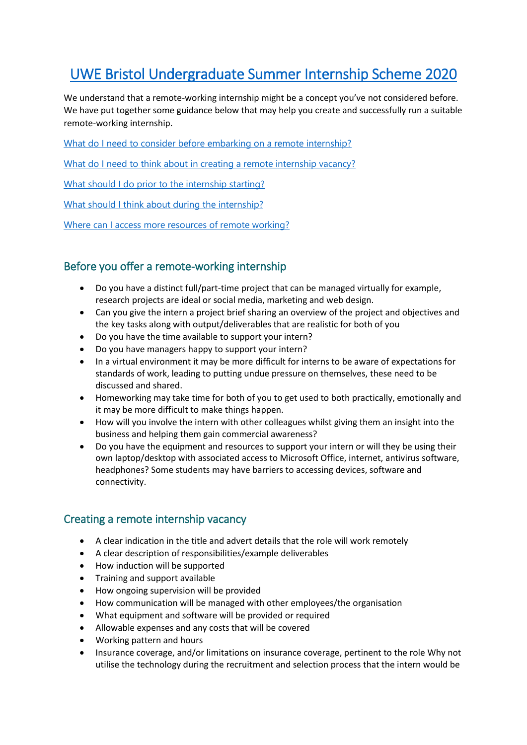# UWE Bristol Undergraduate Summer Internship Scheme 2020

We understand that a remote-working internship might be a concept you've not considered before. We have put together some guidance below that may help you create and successfully run a suitable remote-working internship.

What do I need to consider before embarking on a remote internship?

What do I need to think about in creating a remote internship vacancy?

What should I do prior to the internship starting?

What should I think about during the internship?

Where can I access more resources of remote working?

## Before you offer a remote-working internship

- Do you have a distinct full/part-time project that can be managed virtually for example, research projects are ideal or social media, marketing and web design.
- Can you give the intern a project brief sharing an overview of the project and objectives and the key tasks along with output/deliverables that are realistic for both of you
- Do you have the time available to support your intern?
- Do you have managers happy to support your intern?
- In a virtual environment it may be more difficult for interns to be aware of expectations for standards of work, leading to putting undue pressure on themselves, these need to be discussed and shared.
- Homeworking may take time for both of you to get used to both practically, emotionally and it may be more difficult to make things happen.
- How will you involve the intern with other colleagues whilst giving them an insight into the business and helping them gain commercial awareness?
- Do you have the equipment and resources to support your intern or will they be using their own laptop/desktop with associated access to Microsoft Office, internet, antivirus software, headphones? Some students may have barriers to accessing devices, software and connectivity.

## Creating a remote internship vacancy

- A clear indication in the title and advert details that the role will work remotely
- A clear description of responsibilities/example deliverables
- How induction will be supported
- Training and support available
- How ongoing supervision will be provided
- How communication will be managed with other employees/the organisation
- What equipment and software will be provided or required
- Allowable expenses and any costs that will be covered
- Working pattern and hours
- Insurance coverage, and/or limitations on insurance coverage, pertinent to the role Why not utilise the technology during the recruitment and selection process that the intern would be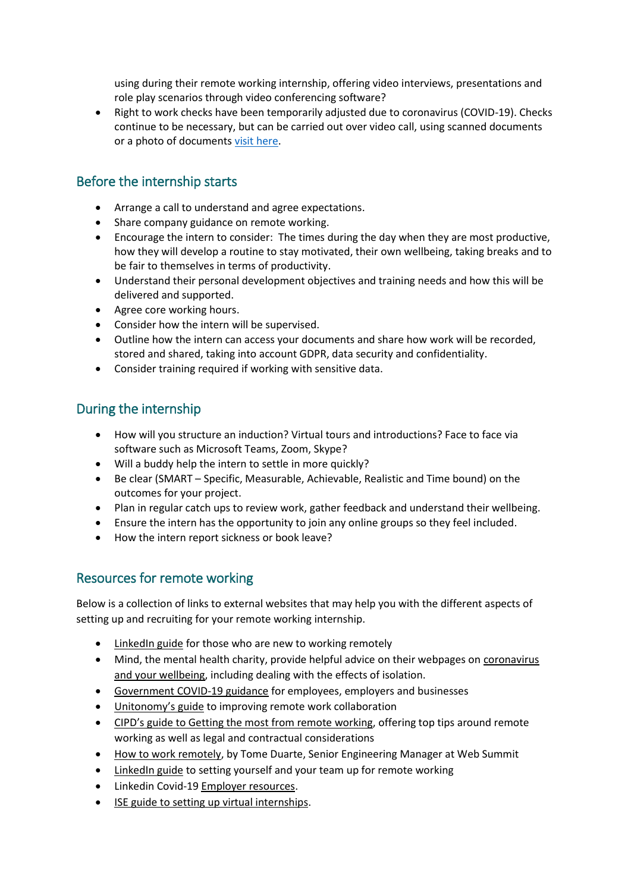using during their remote working internship, offering video interviews, presentations and role play scenarios through video conferencing software?

- Right to work checks have been temporarily adjusted due to coronavirus (COVID-19). Checks continue to be necessary, but can be carried out over video call, using scanned documents or a photo of documents visit here.

## Before the internship starts

- Arrange a call to understand and agree expectations.
- Share company guidance on remote working.
- Encourage the intern to consider: The times during the day when they are most productive, how they will develop a routine to stay motivated, their own wellbeing, taking breaks and to be fair to themselves in terms of productivity.
- Understand their personal development objectives and training needs and how this will be delivered and supported.
- Agree core working hours.
- Consider how the intern will be supervised.
- Outline how the intern can access your documents and share how work will be recorded, stored and shared, taking into account GDPR, data security and confidentiality.
- Consider training required if working with sensitive data.

## During the internship

- How will you structure an induction? Virtual tours and introductions? Face to face via software such as Microsoft Teams, Zoom, Skype?
- Will a buddy help the intern to settle in more quickly?
- Be clear (SMART – Specific, Measurable, Achievable, Realistic and Time bound) on the outcomes for your project.
- Plan in regular catch ups to review work, gather feedback and understand their wellbeing.
- Ensure the intern has the opportunity to join any online groups so they feel included.
- How the intern report sickness or book leave?

## Resources for remote working

Below is a collection of links to external websites that may help you with the different aspects of setting up and recruiting for your remote working internship.

- LinkedIn guide for those who are new to working remotely
- Mind, the mental health charity, provide helpful advice on their webpages on coronavirus and your wellbeing, including dealing with the effects of isolation.
- Government COVID-19 guidance for employees, employers and businesses
- Unitonomy's guide to improving remote work collaboration
- CIPD's guide to Getting the most from remote working, offering top tips around remote working as well as legal and contractual considerations
- How to work remotely, by Tome Duarte, Senior Engineering Manager at Web Summit
- LinkedIn guide to setting yourself and your team up for remote working
- Linkedin Covid-19 Employer resources.
- ISE guide to setting up virtual internships.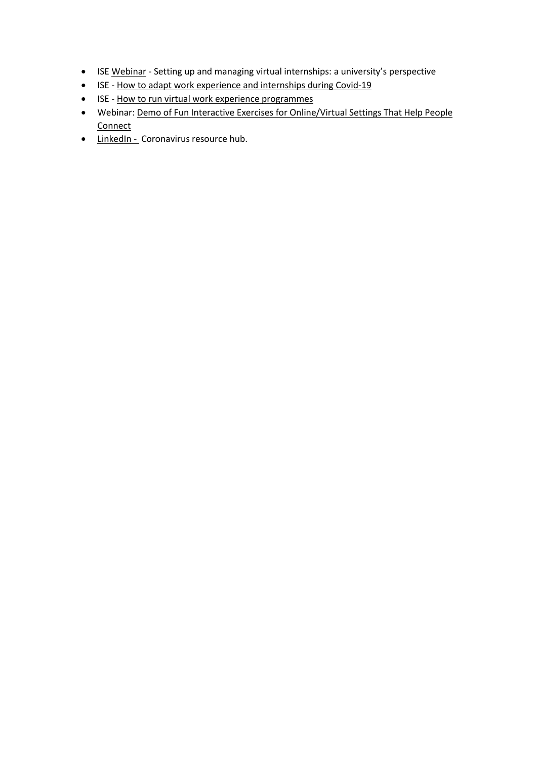- ISE Webinar - Setting up and managing virtual internships: a university's perspective
- ISE - How to adapt work experience and internships during Covid-19
- ISE - How to run virtual work experience programmes
- Webinar: Demo of Fun Interactive Exercises for Online/Virtual Settings That Help People Connect
- LinkedIn - Coronavirus resource hub.